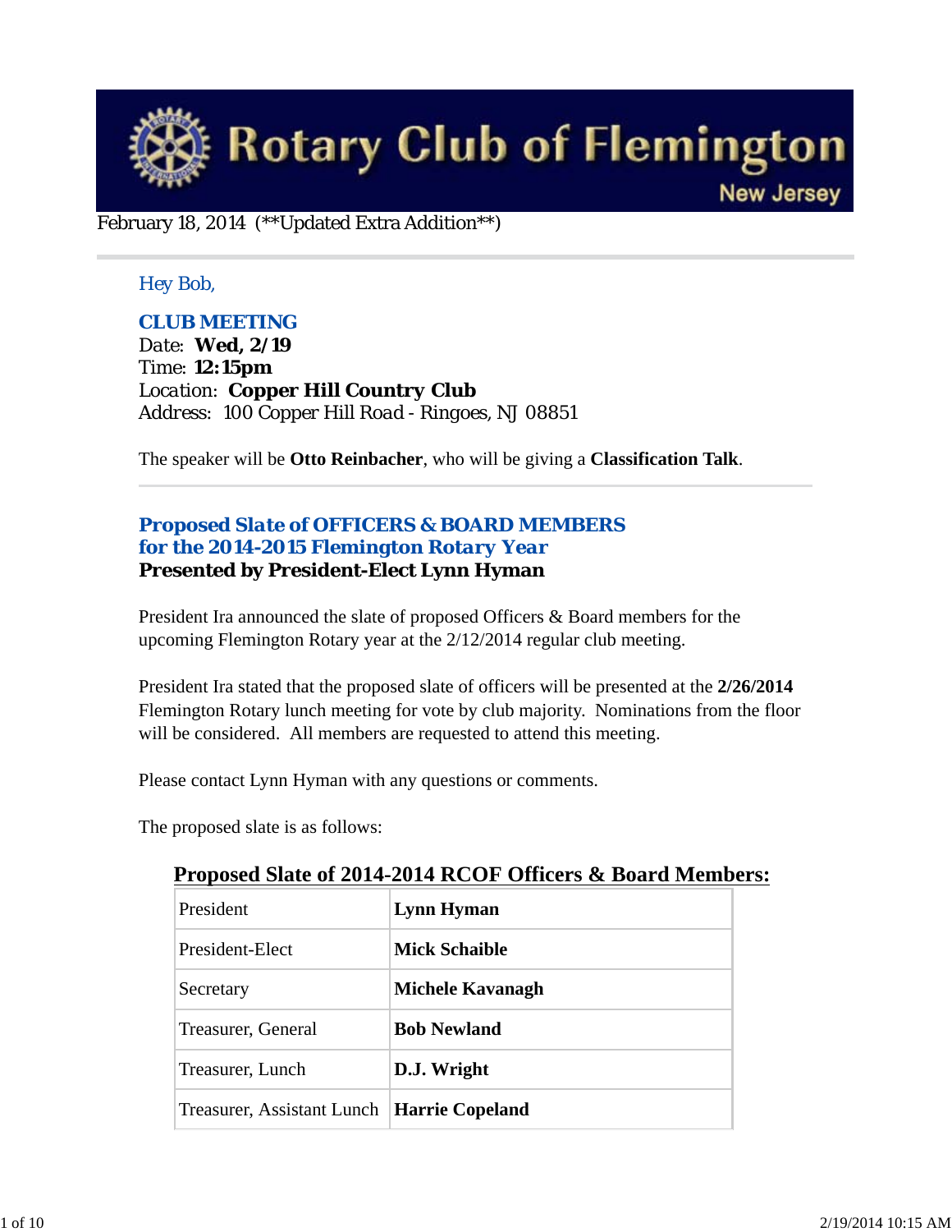# Rotary Club of Flemington

New Jersey

February 18, 2014 (**Updated Extra Addition**)

---

*Hey Bob,*

**CLUB MEETING**

Date: **Wed, 2/19**
Time: **12:15pm**
Location: **Copper Hill Country Club**
Address: 100 Copper Hill Road - Ringoes, NJ 08851

The speaker will be **Otto Reinbacher**, who will be giving a **Classification Talk**.

---

## Proposed Slate of OFFICERS & BOARD MEMBERS for the 2014-2015 Flemington Rotary Year

**Presented by President-Elect Lynn Hyman**

President Ira announced the slate of proposed Officers & Board members for the upcoming Flemington Rotary year at the 2/12/2014 regular club meeting.

President Ira stated that the proposed slate of officers will be presented at the **2/26/2014** Flemington Rotary lunch meeting for vote by club majority. Nominations from the floor will be considered. All members are requested to attend this meeting.

Please contact Lynn Hyman with any questions or comments.

The proposed slate is as follows:

**Proposed Slate of 2014-2014 RCOF Officers & Board Members:**

| Position | Name |
|---|---|
| President | **Lynn Hyman** |
| President-Elect | **Mick Schaible** |
| Secretary | **Michele Kavanagh** |
| Treasurer, General | **Bob Newland** |
| Treasurer, Lunch | **D.J. Wright** |
| Treasurer, Assistant Lunch | **Harrie Copeland** |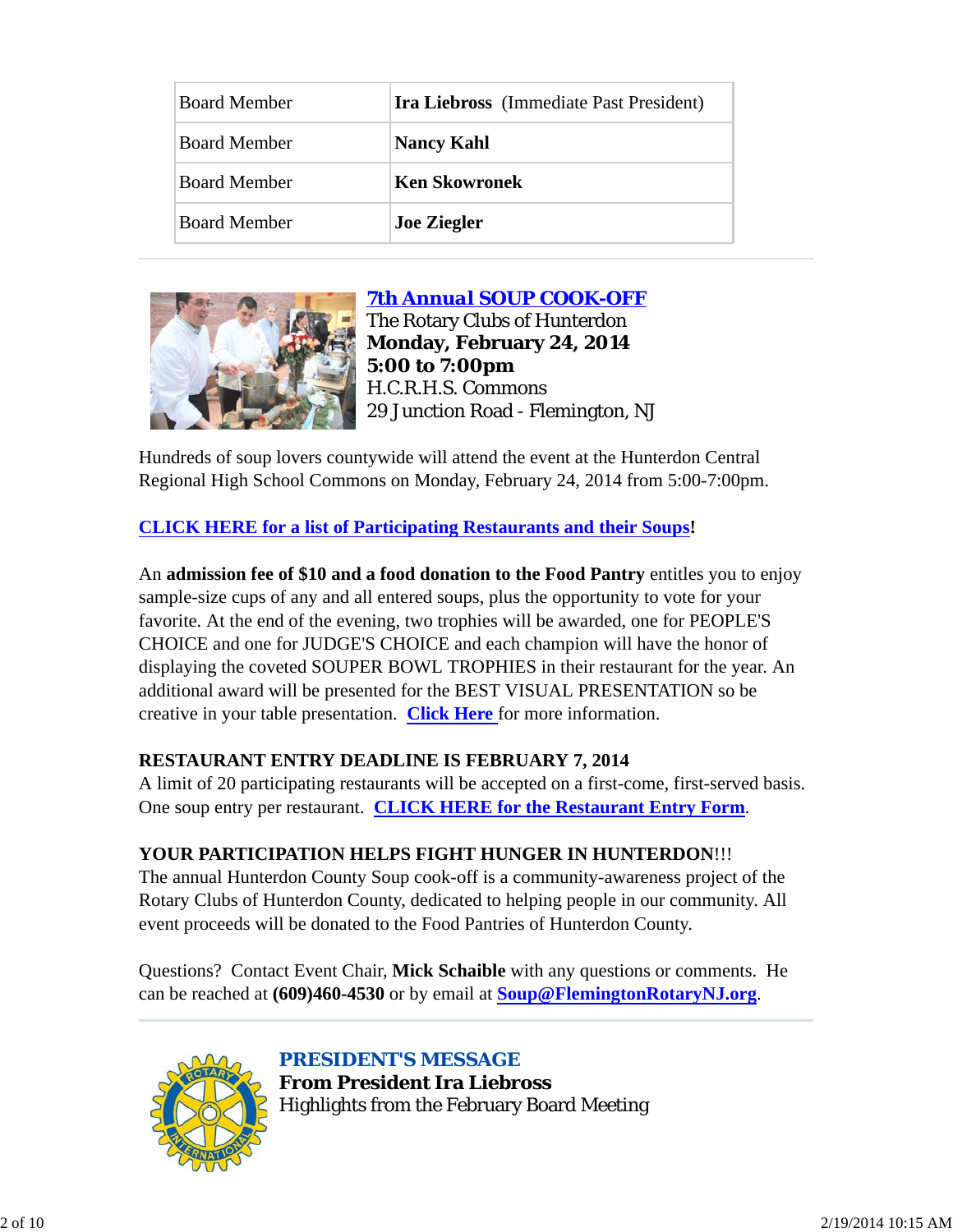| | |
|---|---|
| Board Member | **Ira Liebross** (Immediate Past President) |
| Board Member | **Nancy Kahl** |
| Board Member | **Ken Skowronek** |
| Board Member | **Joe Ziegler** |

## 7th Annual SOUP COOK-OFF

The Rotary Clubs of Hunterdon
**Monday, February 24, 2014**
**5:00 to 7:00pm**
H.C.R.H.S. Commons
29 Junction Road - Flemington, NJ

Hundreds of soup lovers countywide will attend the event at the Hunterdon Central Regional High School Commons on Monday, February 24, 2014 from 5:00-7:00pm.

**CLICK HERE for a list of Participating Restaurants and their Soups!**

An **admission fee of $10 and a food donation to the Food Pantry** entitles you to enjoy sample-size cups of any and all entered soups, plus the opportunity to vote for your favorite. At the end of the evening, two trophies will be awarded, one for PEOPLE'S CHOICE and one for JUDGE'S CHOICE and each champion will have the honor of displaying the coveted SOUPER BOWL TROPHIES in their restaurant for the year. An additional award will be presented for the BEST VISUAL PRESENTATION so be creative in your table presentation. **Click Here** for more information.

**RESTAURANT ENTRY DEADLINE IS FEBRUARY 7, 2014**
A limit of 20 participating restaurants will be accepted on a first-come, first-served basis. One soup entry per restaurant. **CLICK HERE for the Restaurant Entry Form**.

**YOUR PARTICIPATION HELPS FIGHT HUNGER IN HUNTERDON**!!!
The annual Hunterdon County Soup cook-off is a community-awareness project of the Rotary Clubs of Hunterdon County, dedicated to helping people in our community. All event proceeds will be donated to the Food Pantries of Hunterdon County.

Questions? Contact Event Chair, **Mick Schaible** with any questions or comments. He can be reached at **(609)460-4530** or by email at **Soup@FlemingtonRotaryNJ.org**.

## PRESIDENT'S MESSAGE

**From President Ira Liebross**
Highlights from the February Board Meeting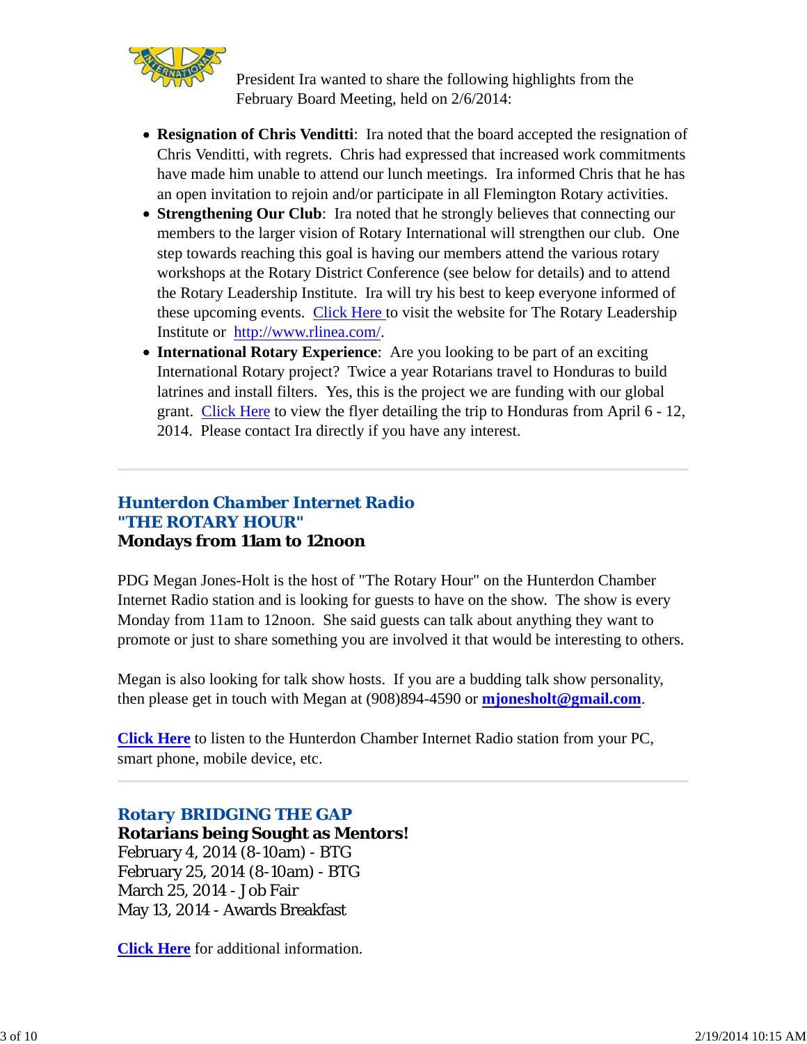President Ira wanted to share the following highlights from the February Board Meeting, held on 2/6/2014:

- **Resignation of Chris Venditti**: Ira noted that the board accepted the resignation of Chris Venditti, with regrets. Chris had expressed that increased work commitments have made him unable to attend our lunch meetings. Ira informed Chris that he has an open invitation to rejoin and/or participate in all Flemington Rotary activities.
- **Strengthening Our Club**: Ira noted that he strongly believes that connecting our members to the larger vision of Rotary International will strengthen our club. One step towards reaching this goal is having our members attend the various rotary workshops at the Rotary District Conference (see below for details) and to attend the Rotary Leadership Institute. Ira will try his best to keep everyone informed of these upcoming events. Click Here to visit the website for The Rotary Leadership Institute or http://www.rlinea.com/.
- **International Rotary Experience**: Are you looking to be part of an exciting International Rotary project? Twice a year Rotarians travel to Honduras to build latrines and install filters. Yes, this is the project we are funding with our global grant. Click Here to view the flyer detailing the trip to Honduras from April 6 - 12, 2014. Please contact Ira directly if you have any interest.

---

## Hunterdon Chamber Internet Radio
## "THE ROTARY HOUR"
### Mondays from 11am to 12noon

PDG Megan Jones-Holt is the host of "The Rotary Hour" on the Hunterdon Chamber Internet Radio station and is looking for guests to have on the show. The show is every Monday from 11am to 12noon. She said guests can talk about anything they want to promote or just to share something you are involved it that would be interesting to others.

Megan is also looking for talk show hosts. If you are a budding talk show personality, then please get in touch with Megan at (908)894-4590 or **mjonesholt@gmail.com**.

**Click Here** to listen to the Hunterdon Chamber Internet Radio station from your PC, smart phone, mobile device, etc.

---

## Rotary BRIDGING THE GAP
### Rotarians being Sought as Mentors!

February 4, 2014 (8-10am) - BTG
February 25, 2014 (8-10am) - BTG
March 25, 2014 - Job Fair
May 13, 2014 - Awards Breakfast

**Click Here** for additional information.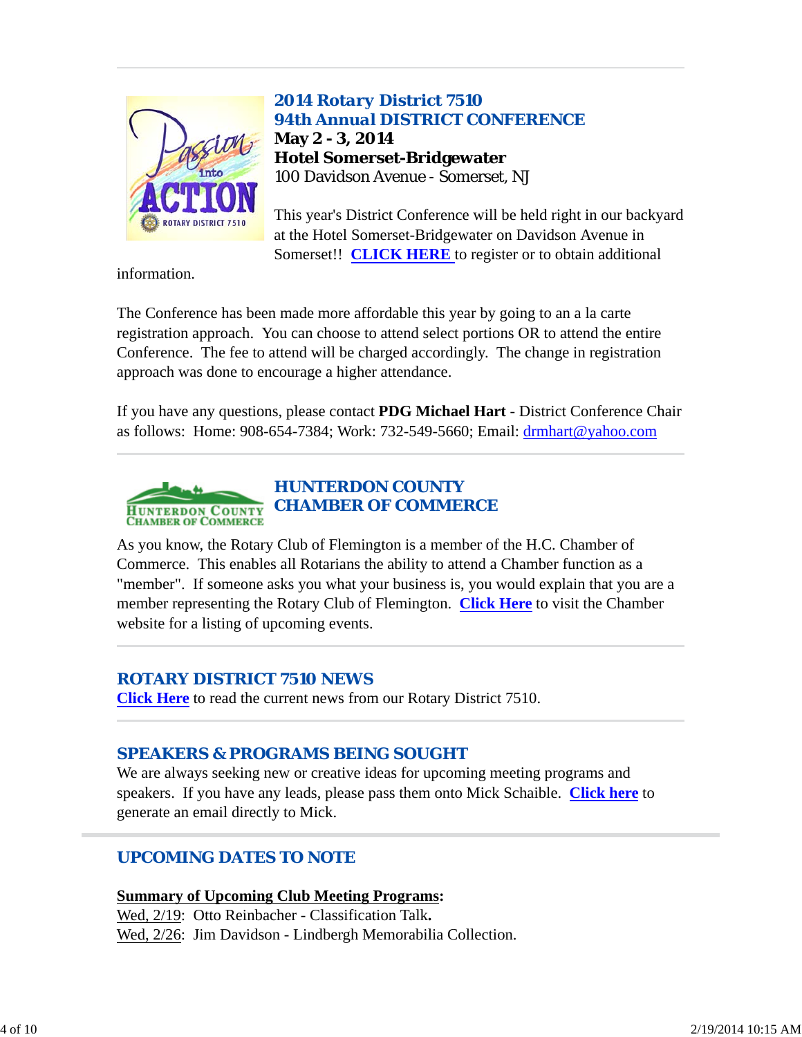## 2014 Rotary District 7510
## 94th Annual DISTRICT CONFERENCE

**May 2 - 3, 2014**
**Hotel Somerset-Bridgewater**
100 Davidson Avenue - Somerset, NJ

This year's District Conference will be held right in our backyard at the Hotel Somerset-Bridgewater on Davidson Avenue in Somerset!! **CLICK HERE** to register or to obtain additional information.

The Conference has been made more affordable this year by going to an a la carte registration approach. You can choose to attend select portions OR to attend the entire Conference. The fee to attend will be charged accordingly. The change in registration approach was done to encourage a higher attendance.

If you have any questions, please contact **PDG Michael Hart** - District Conference Chair as follows: Home: 908-654-7384; Work: 732-549-5660; Email: drmhart@yahoo.com

---

## HUNTERDON COUNTY CHAMBER OF COMMERCE

As you know, the Rotary Club of Flemington is a member of the H.C. Chamber of Commerce. This enables all Rotarians the ability to attend a Chamber function as a "member". If someone asks you what your business is, you would explain that you are a member representing the Rotary Club of Flemington. **Click Here** to visit the Chamber website for a listing of upcoming events.

---

## ROTARY DISTRICT 7510 NEWS

**Click Here** to read the current news from our Rotary District 7510.

---

## SPEAKERS & PROGRAMS BEING SOUGHT

We are always seeking new or creative ideas for upcoming meeting programs and speakers. If you have any leads, please pass them onto Mick Schaible. **Click here** to generate an email directly to Mick.

---

## UPCOMING DATES TO NOTE

**Summary of Upcoming Club Meeting Programs:**

Wed, 2/19: Otto Reinbacher - Classification Talk**.**
Wed, 2/26: Jim Davidson - Lindbergh Memorabilia Collection.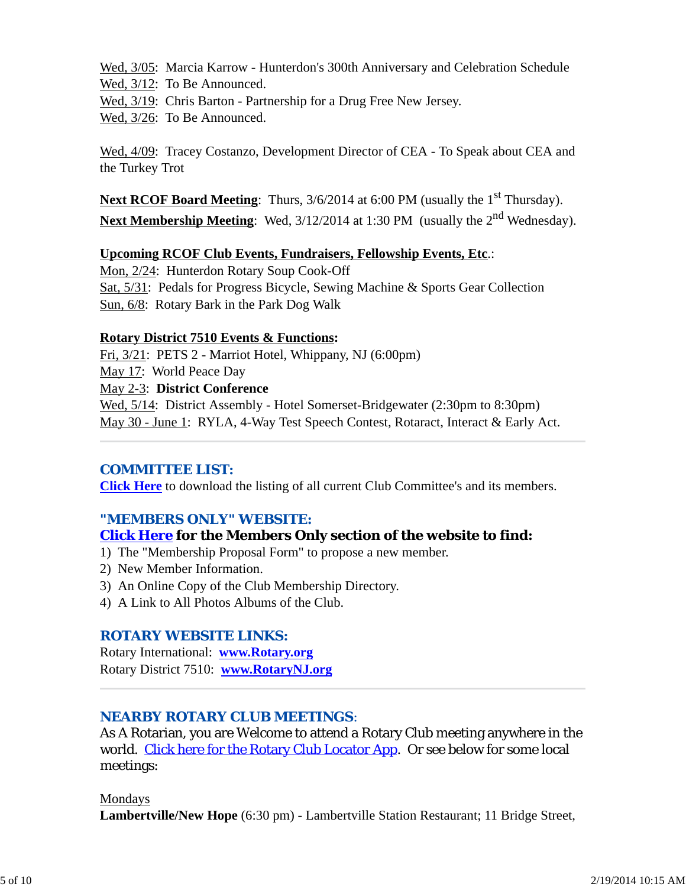Wed, 3/05: Marcia Karrow - Hunterdon's 300th Anniversary and Celebration Schedule
Wed, 3/12: To Be Announced.
Wed, 3/19: Chris Barton - Partnership for a Drug Free New Jersey.
Wed, 3/26: To Be Announced.

Wed, 4/09: Tracey Costanzo, Development Director of CEA - To Speak about CEA and the Turkey Trot

**Next RCOF Board Meeting**: Thurs, 3/6/2014 at 6:00 PM (usually the 1st Thursday).
**Next Membership Meeting**: Wed, 3/12/2014 at 1:30 PM (usually the 2nd Wednesday).

**Upcoming RCOF Club Events, Fundraisers, Fellowship Events, Etc.**:
Mon, 2/24: Hunterdon Rotary Soup Cook-Off
Sat, 5/31: Pedals for Progress Bicycle, Sewing Machine & Sports Gear Collection
Sun, 6/8: Rotary Bark in the Park Dog Walk

**Rotary District 7510 Events & Functions:**
Fri, 3/21: PETS 2 - Marriot Hotel, Whippany, NJ (6:00pm)
May 17: World Peace Day
May 2-3: **District Conference**
Wed, 5/14: District Assembly - Hotel Somerset-Bridgewater (2:30pm to 8:30pm)
May 30 - June 1: RYLA, 4-Way Test Speech Contest, Rotaract, Interact & Early Act.

---

## COMMITTEE LIST:

**Click Here** to download the listing of all current Club Committee's and its members.

## "MEMBERS ONLY" WEBSITE:

**Click Here for the Members Only section of the website to find:**

1) The "Membership Proposal Form" to propose a new member.
2) New Member Information.
3) An Online Copy of the Club Membership Directory.
4) A Link to All Photos Albums of the Club.

## ROTARY WEBSITE LINKS:

Rotary International: **www.Rotary.org**
Rotary District 7510: **www.RotaryNJ.org**

---

## NEARBY ROTARY CLUB MEETINGS:

As A Rotarian, you are Welcome to attend a Rotary Club meeting anywhere in the world. Click here for the Rotary Club Locator App. Or see below for some local meetings:

Mondays
**Lambertville/New Hope** (6:30 pm) - Lambertville Station Restaurant; 11 Bridge Street,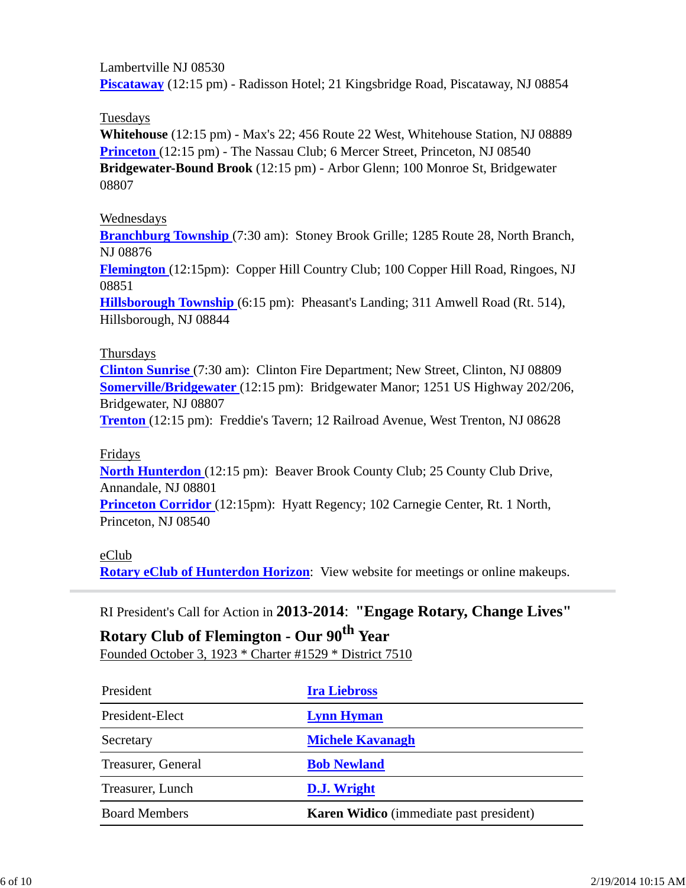Lambertville NJ 08530
**Piscataway** (12:15 pm) - Radisson Hotel; 21 Kingsbridge Road, Piscataway, NJ 08854

Tuesdays
**Whitehouse** (12:15 pm) - Max's 22; 456 Route 22 West, Whitehouse Station, NJ 08889
**Princeton** (12:15 pm) - The Nassau Club; 6 Mercer Street, Princeton, NJ 08540
**Bridgewater-Bound Brook** (12:15 pm) - Arbor Glenn; 100 Monroe St, Bridgewater 08807

Wednesdays
**Branchburg Township** (7:30 am): Stoney Brook Grille; 1285 Route 28, North Branch, NJ 08876
**Flemington** (12:15pm): Copper Hill Country Club; 100 Copper Hill Road, Ringoes, NJ 08851
**Hillsborough Township** (6:15 pm): Pheasant's Landing; 311 Amwell Road (Rt. 514), Hillsborough, NJ 08844

Thursdays
**Clinton Sunrise** (7:30 am): Clinton Fire Department; New Street, Clinton, NJ 08809
**Somerville/Bridgewater** (12:15 pm): Bridgewater Manor; 1251 US Highway 202/206, Bridgewater, NJ 08807
**Trenton** (12:15 pm): Freddie's Tavern; 12 Railroad Avenue, West Trenton, NJ 08628

Fridays
**North Hunterdon** (12:15 pm): Beaver Brook County Club; 25 County Club Drive, Annandale, NJ 08801
**Princeton Corridor** (12:15pm): Hyatt Regency; 102 Carnegie Center, Rt. 1 North, Princeton, NJ 08540

eClub
**Rotary eClub of Hunterdon Horizon**: View website for meetings or online makeups.

---

RI President's Call for Action in **2013-2014**: **"Engage Rotary, Change Lives"**

**Rotary Club of Flemington - Our 90th Year**
Founded October 3, 1923 * Charter #1529 * District 7510

| | |
|---|---|
| President | **Ira Liebross** |
| President-Elect | **Lynn Hyman** |
| Secretary | **Michele Kavanagh** |
| Treasurer, General | **Bob Newland** |
| Treasurer, Lunch | **D.J. Wright** |
| Board Members | **Karen Widico** (immediate past president) |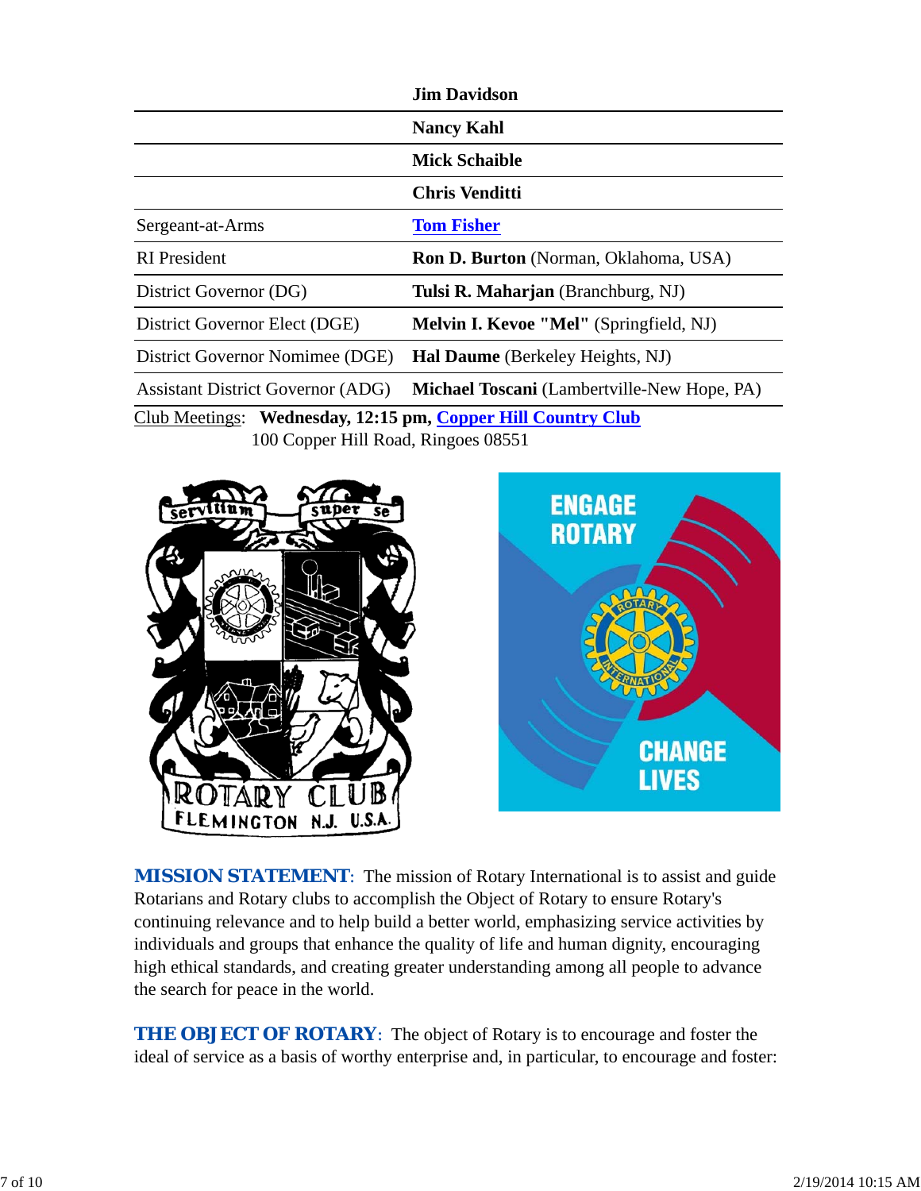| | |
|---|---|
| | **Jim Davidson** |
| | **Nancy Kahl** |
| | **Mick Schaible** |
| | **Chris Venditti** |
| Sergeant-at-Arms | **Tom Fisher** |
| RI President | **Ron D. Burton** (Norman, Oklahoma, USA) |
| District Governor (DG) | **Tulsi R. Maharjan** (Branchburg, NJ) |
| District Governor Elect (DGE) | **Melvin I. Kevoe "Mel"** (Springfield, NJ) |
| District Governor Nominee (DGE) | **Hal Daume** (Berkeley Heights, NJ) |
| Assistant District Governor (ADG) | **Michael Toscani** (Lambertville-New Hope, PA) |

Club Meetings: **Wednesday, 12:15 pm, Copper Hill Country Club**
100 Copper Hill Road, Ringoes 08551

**MISSION STATEMENT**: The mission of Rotary International is to assist and guide Rotarians and Rotary clubs to accomplish the Object of Rotary to ensure Rotary's continuing relevance and to help build a better world, emphasizing service activities by individuals and groups that enhance the quality of life and human dignity, encouraging high ethical standards, and creating greater understanding among all people to advance the search for peace in the world.

**THE OBJECT OF ROTARY**: The object of Rotary is to encourage and foster the ideal of service as a basis of worthy enterprise and, in particular, to encourage and foster: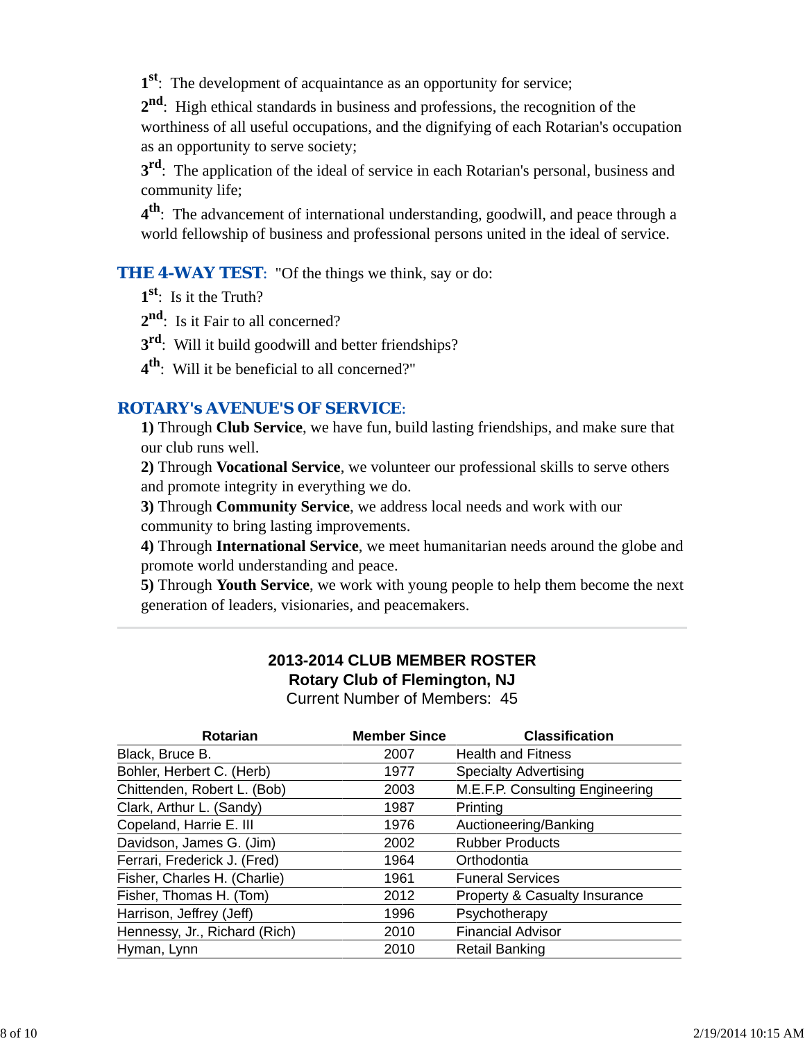1st: The development of acquaintance as an opportunity for service;

2nd: High ethical standards in business and professions, the recognition of the worthiness of all useful occupations, and the dignifying of each Rotarian's occupation as an opportunity to serve society;

3rd: The application of the ideal of service in each Rotarian's personal, business and community life;

4th: The advancement of international understanding, goodwill, and peace through a world fellowship of business and professional persons united in the ideal of service.

**THE 4-WAY TEST**: "Of the things we think, say or do:

1st: Is it the Truth?

2nd: Is it Fair to all concerned?

3rd: Will it build goodwill and better friendships?

4th: Will it be beneficial to all concerned?"

**ROTARY's AVENUE'S OF SERVICE**:

**1)** Through **Club Service**, we have fun, build lasting friendships, and make sure that our club runs well.

**2)** Through **Vocational Service**, we volunteer our professional skills to serve others and promote integrity in everything we do.

**3)** Through **Community Service**, we address local needs and work with our community to bring lasting improvements.

**4)** Through **International Service**, we meet humanitarian needs around the globe and promote world understanding and peace.

**5)** Through **Youth Service**, we work with young people to help them become the next generation of leaders, visionaries, and peacemakers.

---

## 2013-2014 CLUB MEMBER ROSTER
## Rotary Club of Flemington, NJ

Current Number of Members: 45

| Rotarian | Member Since | Classification |
|---|---|---|
| Black, Bruce B. | 2007 | Health and Fitness |
| Bohler, Herbert C. (Herb) | 1977 | Specialty Advertising |
| Chittenden, Robert L. (Bob) | 2003 | M.E.F.P. Consulting Engineering |
| Clark, Arthur L. (Sandy) | 1987 | Printing |
| Copeland, Harrie E. III | 1976 | Auctioneering/Banking |
| Davidson, James G. (Jim) | 2002 | Rubber Products |
| Ferrari, Frederick J. (Fred) | 1964 | Orthodontia |
| Fisher, Charles H. (Charlie) | 1961 | Funeral Services |
| Fisher, Thomas H. (Tom) | 2012 | Property & Casualty Insurance |
| Harrison, Jeffrey (Jeff) | 1996 | Psychotherapy |
| Hennessy, Jr., Richard (Rich) | 2010 | Financial Advisor |
| Hyman, Lynn | 2010 | Retail Banking |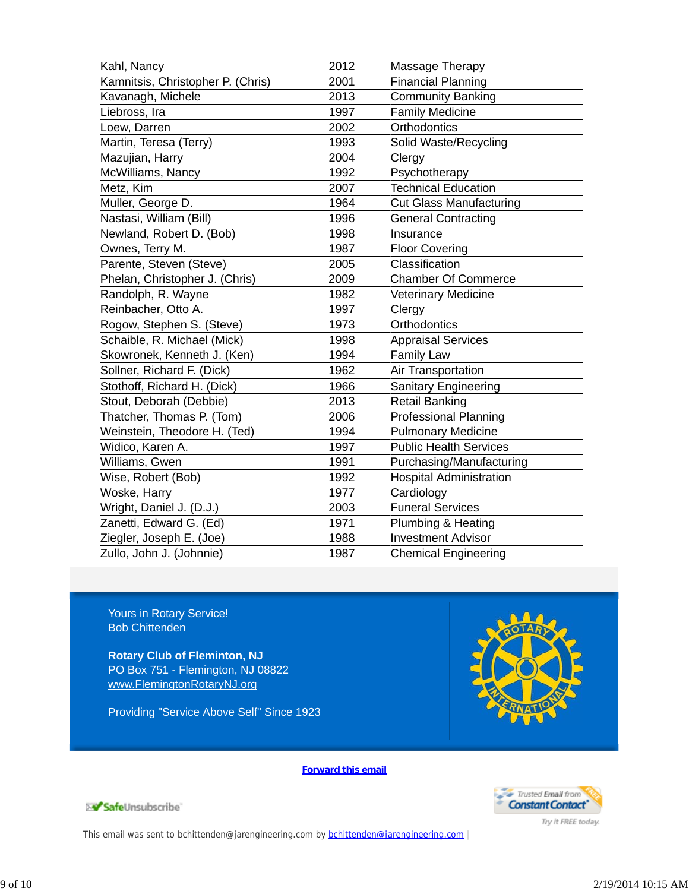| | | |
|---|---|---|
| Kahl, Nancy | 2012 | Massage Therapy |
| Kamnitsis, Christopher P. (Chris) | 2001 | Financial Planning |
| Kavanagh, Michele | 2013 | Community Banking |
| Liebross, Ira | 1997 | Family Medicine |
| Loew, Darren | 2002 | Orthodontics |
| Martin, Teresa (Terry) | 1993 | Solid Waste/Recycling |
| Mazujian, Harry | 2004 | Clergy |
| McWilliams, Nancy | 1992 | Psychotherapy |
| Metz, Kim | 2007 | Technical Education |
| Muller, George D. | 1964 | Cut Glass Manufacturing |
| Nastasi, William (Bill) | 1996 | General Contracting |
| Newland, Robert D. (Bob) | 1998 | Insurance |
| Ownes, Terry M. | 1987 | Floor Covering |
| Parente, Steven (Steve) | 2005 | Classification |
| Phelan, Christopher J. (Chris) | 2009 | Chamber Of Commerce |
| Randolph, R. Wayne | 1982 | Veterinary Medicine |
| Reinbacher, Otto A. | 1997 | Clergy |
| Rogow, Stephen S. (Steve) | 1973 | Orthodontics |
| Schaible, R. Michael (Mick) | 1998 | Appraisal Services |
| Skowronek, Kenneth J. (Ken) | 1994 | Family Law |
| Sollner, Richard F. (Dick) | 1962 | Air Transportation |
| Stothoff, Richard H. (Dick) | 1966 | Sanitary Engineering |
| Stout, Deborah (Debbie) | 2013 | Retail Banking |
| Thatcher, Thomas P. (Tom) | 2006 | Professional Planning |
| Weinstein, Theodore H. (Ted) | 1994 | Pulmonary Medicine |
| Widico, Karen A. | 1997 | Public Health Services |
| Williams, Gwen | 1991 | Purchasing/Manufacturing |
| Wise, Robert (Bob) | 1992 | Hospital Administration |
| Woske, Harry | 1977 | Cardiology |
| Wright, Daniel J. (D.J.) | 2003 | Funeral Services |
| Zanetti, Edward G. (Ed) | 1971 | Plumbing & Heating |
| Ziegler, Joseph E. (Joe) | 1988 | Investment Advisor |
| Zullo, John J. (Johnnie) | 1987 | Chemical Engineering |

Yours in Rotary Service!
Bob Chittenden

**Rotary Club of Fleminton, NJ**
PO Box 751 - Flemington, NJ 08822
www.FlemingtonRotaryNJ.org

Providing "Service Above Self" Since 1923

**Forward this email**

SafeUnsubscribe®

Trusted Email from Constant Contact® FREE
Try it FREE today.

This email was sent to bchittenden@jarengineering.com by bchittenden@jarengineering.com |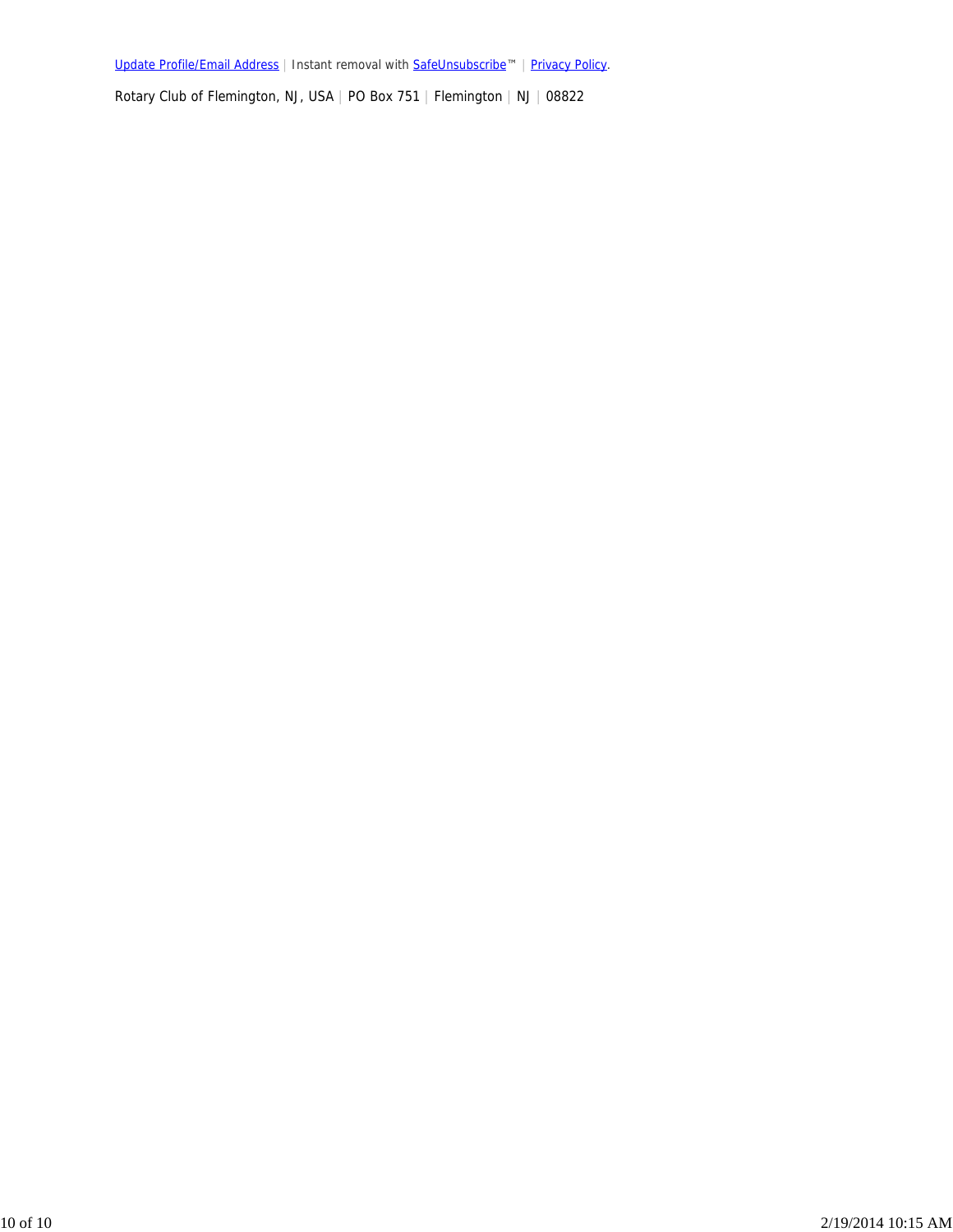Update Profile/Email Address | Instant removal with SafeUnsubscribe™ | Privacy Policy.

Rotary Club of Flemington, NJ, USA | PO Box 751 | Flemington | NJ | 08822